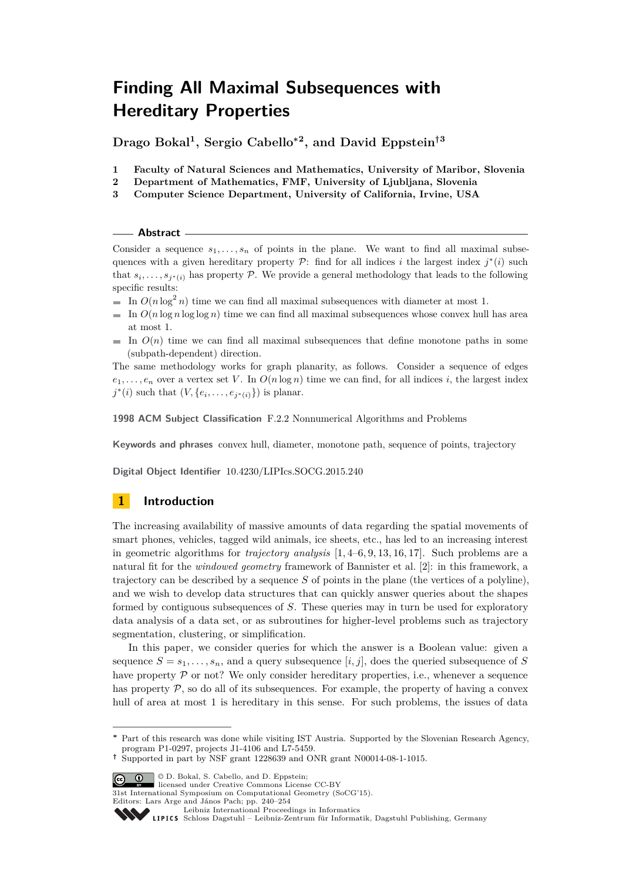# Finding All Maximal Subsequences with Hereditary Properties

**Drago Bokal[1], Sergio Cabello*[2], and David Eppstein†[3]**

1. **Faculty of Natural Sciences and Mathematics, University of Maribor, Slovenia**
2. **Department of Mathematics, FMF, University of Ljubljana, Slovenia**
3. **Computer Science Department, University of California, Irvine, USA**

## Abstract

Consider a sequence $s_1, \ldots, s_n$ of points in the plane. We want to find all maximal subsequences with a given hereditary property $\mathcal{P}$: find for all indices $i$ the largest index $j^*(i)$ such that $s_i, \ldots, s_{j^*(i)}$ has property $\mathcal{P}$. We provide a general methodology that leads to the following specific results:

- In $O(n \log^2 n)$ time we can find all maximal subsequences with diameter at most 1.
- In $O(n \log n \log \log n)$ time we can find all maximal subsequences whose convex hull has area at most 1.
- In $O(n)$ time we can find all maximal subsequences that define monotone paths in some (subpath-dependent) direction.

The same methodology works for graph planarity, as follows. Consider a sequence of edges $e_1, \ldots, e_n$ over a vertex set $V$. In $O(n \log n)$ time we can find, for all indices $i$, the largest index $j^*(i)$ such that $(V, \{e_i, \ldots, e_{j^*(i)}\})$ is planar.

**1998 ACM Subject Classification** F.2.2 Nonnumerical Algorithms and Problems

**Keywords and phrases** convex hull, diameter, monotone path, sequence of points, trajectory

**Digital Object Identifier** 10.4230/LIPIcs.SOCG.2015.240

## 1 Introduction

The increasing availability of massive amounts of data regarding the spatial movements of smart phones, vehicles, tagged wild animals, ice sheets, etc., has led to an increasing interest in geometric algorithms for *trajectory analysis* [1, 4–6, 9, 13, 16, 17]. Such problems are a natural fit for the *windowed geometry* framework of Bannister et al. [2]: in this framework, a trajectory can be described by a sequence $S$ of points in the plane (the vertices of a polyline), and we wish to develop data structures that can quickly answer queries about the shapes formed by contiguous subsequences of $S$. These queries may in turn be used for exploratory data analysis of a data set, or as subroutines for higher-level problems such as trajectory segmentation, clustering, or simplification.

In this paper, we consider queries for which the answer is a Boolean value: given a sequence $S = s_1, \ldots, s_n$, and a query subsequence $[i, j]$, does the queried subsequence of $S$ have property $\mathcal{P}$ or not? We only consider hereditary properties, i.e., whenever a sequence has property $\mathcal{P}$, so do all of its subsequences. For example, the property of having a convex hull of area at most 1 is hereditary in this sense. For such problems, the issues of data

---

* Part of this research was done while visiting IST Austria. Supported by the Slovenian Research Agency, program P1-0297, projects J1-4106 and L7-5459.

† Supported in part by NSF grant 1228639 and ONR grant N00014-08-1-1015.

© D. Bokal, S. Cabello, and D. Eppstein; licensed under Creative Commons License CC-BY
31st International Symposium on Computational Geometry (SoCG'15).
Editors: Lars Arge and János Pach; pp. 240–254
Leibniz International Proceedings in Informatics
Schloss Dagstuhl – Leibniz-Zentrum für Informatik, Dagstuhl Publishing, Germany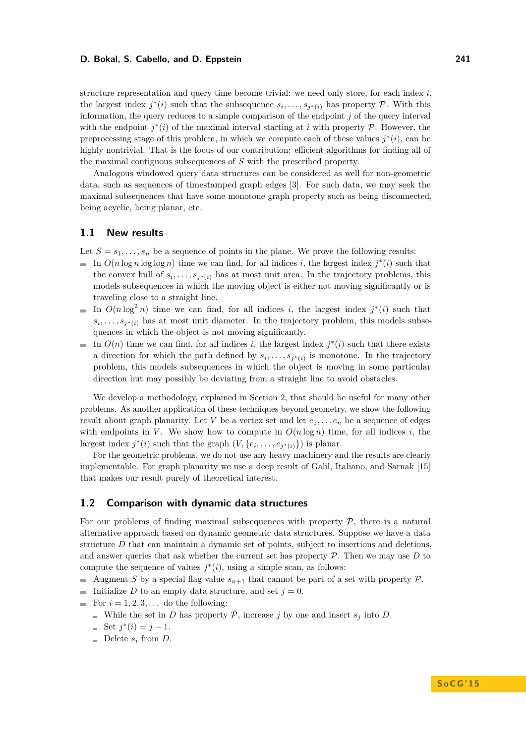structure representation and query time become trivial: we need only store, for each index $i$, the largest index $j^*(i)$ such that the subsequence $s_i, \ldots, s_{j^*(i)}$ has property $\mathcal{P}$. With this information, the query reduces to a simple comparison of the endpoint $j$ of the query interval with the endpoint $j^*(i)$ of the maximal interval starting at $i$ with property $\mathcal{P}$. However, the preprocessing stage of this problem, in which we compute each of these values $j^*(i)$, can be highly nontrivial. That is the focus of our contribution: efficient algorithms for finding all of the maximal contiguous subsequences of $S$ with the prescribed property.

Analogous windowed query data structures can be considered as well for non-geometric data, such as sequences of timestamped graph edges [3]. For such data, we may seek the maximal subsequences that have some monotone graph property such as being disconnected, being acyclic, being planar, etc.

## 1.1 New results

Let $S = s_1, \ldots, s_n$ be a sequence of points in the plane. We prove the following results:

- In $O(n \log n \log \log n)$ time we can find, for all indices $i$, the largest index $j^*(i)$ such that the convex hull of $s_i, \ldots, s_{j^*(i)}$ has at most unit area. In the trajectory problems, this models subsequences in which the moving object is either not moving significantly or is traveling close to a straight line.
- In $O(n \log^2 n)$ time we can find, for all indices $i$, the largest index $j^*(i)$ such that $s_i, \ldots, s_{j^*(i)}$ has at most unit diameter. In the trajectory problem, this models subsequences in which the object is not moving significantly.
- In $O(n)$ time we can find, for all indices $i$, the largest index $j^*(i)$ such that there exists a direction for which the path defined by $s_i, \ldots, s_{j^*(i)}$ is monotone. In the trajectory problem, this models subsequences in which the object is moving in some particular direction but may possibly be deviating from a straight line to avoid obstacles.

We develop a methodology, explained in Section 2, that should be useful for many other problems. As another application of these techniques beyond geometry, we show the following result about graph planarity. Let $V$ be a vertex set and let $e_1, \ldots e_n$ be a sequence of edges with endpoints in $V$. We show how to compute in $O(n \log n)$ time, for all indices $i$, the largest index $j^*(i)$ such that the graph $(V, \{e_i, \ldots, e_{j^*(i)}\})$ is planar.

For the geometric problems, we do not use any heavy machinery and the results are clearly implementable. For graph planarity we use a deep result of Galil, Italiano, and Sarnak [15] that makes our result purely of theoretical interest.

## 1.2 Comparison with dynamic data structures

For our problems of finding maximal subsequences with property $\mathcal{P}$, there is a natural alternative approach based on dynamic geometric data structures. Suppose we have a data structure $D$ that can maintain a dynamic set of points, subject to insertions and deletions, and answer queries that ask whether the current set has property $\mathcal{P}$. Then we may use $D$ to compute the sequence of values $j^*(i)$, using a simple scan, as follows:

- Augment $S$ by a special flag value $s_{n+1}$ that cannot be part of a set with property $\mathcal{P}$.
- Initialize $D$ to an empty data structure, and set $j = 0$.
- For $i = 1, 2, 3, \ldots$ do the following:
  - While the set in $D$ has property $\mathcal{P}$, increase $j$ by one and insert $s_j$ into $D$.
  - Set $j^*(i) = j - 1$.
  - Delete $s_i$ from $D$.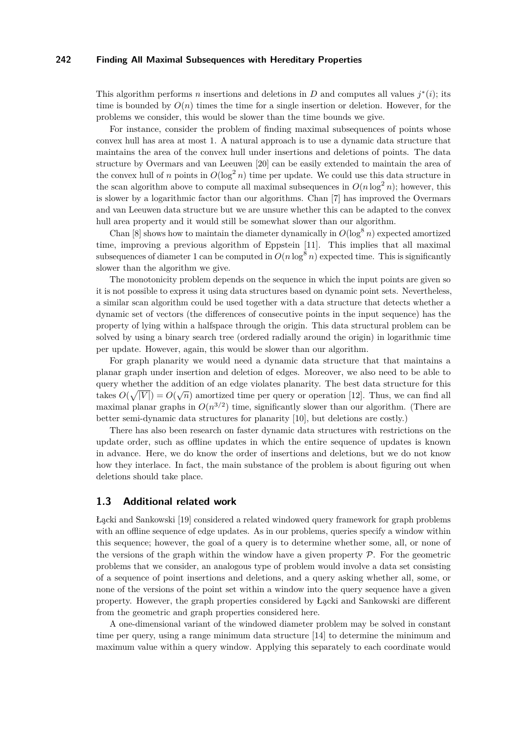This algorithm performs $n$ insertions and deletions in $D$ and computes all values $j^*(i)$; its time is bounded by $O(n)$ times the time for a single insertion or deletion. However, for the problems we consider, this would be slower than the time bounds we give.

For instance, consider the problem of finding maximal subsequences of points whose convex hull has area at most 1. A natural approach is to use a dynamic data structure that maintains the area of the convex hull under insertions and deletions of points. The data structure by Overmars and van Leeuwen [20] can be easily extended to maintain the area of the convex hull of $n$ points in $O(\log^2 n)$ time per update. We could use this data structure in the scan algorithm above to compute all maximal subsequences in $O(n \log^2 n)$; however, this is slower by a logarithmic factor than our algorithms. Chan [7] has improved the Overmars and van Leeuwen data structure but we are unsure whether this can be adapted to the convex hull area property and it would still be somewhat slower than our algorithm.

Chan [8] shows how to maintain the diameter dynamically in $O(\log^8 n)$ expected amortized time, improving a previous algorithm of Eppstein [11]. This implies that all maximal subsequences of diameter 1 can be computed in $O(n \log^8 n)$ expected time. This is significantly slower than the algorithm we give.

The monotonicity problem depends on the sequence in which the input points are given so it is not possible to express it using data structures based on dynamic point sets. Nevertheless, a similar scan algorithm could be used together with a data structure that detects whether a dynamic set of vectors (the differences of consecutive points in the input sequence) has the property of lying within a halfspace through the origin. This data structural problem can be solved by using a binary search tree (ordered radially around the origin) in logarithmic time per update. However, again, this would be slower than our algorithm.

For graph planarity we would need a dynamic data structure that that maintains a planar graph under insertion and deletion of edges. Moreover, we also need to be able to query whether the addition of an edge violates planarity. The best data structure for this takes $O(\sqrt{|V|}) = O(\sqrt{n})$ amortized time per query or operation [12]. Thus, we can find all maximal planar graphs in $O(n^{3/2})$ time, significantly slower than our algorithm. (There are better semi-dynamic data structures for planarity [10], but deletions are costly.)

There has also been research on faster dynamic data structures with restrictions on the update order, such as offline updates in which the entire sequence of updates is known in advance. Here, we do know the order of insertions and deletions, but we do not know how they interlace. In fact, the main substance of the problem is about figuring out when deletions should take place.

## 1.3 Additional related work

Łącki and Sankowski [19] considered a related windowed query framework for graph problems with an offline sequence of edge updates. As in our problems, queries specify a window within this sequence; however, the goal of a query is to determine whether some, all, or none of the versions of the graph within the window have a given property $\mathcal{P}$. For the geometric problems that we consider, an analogous type of problem would involve a data set consisting of a sequence of point insertions and deletions, and a query asking whether all, some, or none of the versions of the point set within a window into the query sequence have a given property. However, the graph properties considered by Łącki and Sankowski are different from the geometric and graph properties considered here.

A one-dimensional variant of the windowed diameter problem may be solved in constant time per query, using a range minimum data structure [14] to determine the minimum and maximum value within a query window. Applying this separately to each coordinate would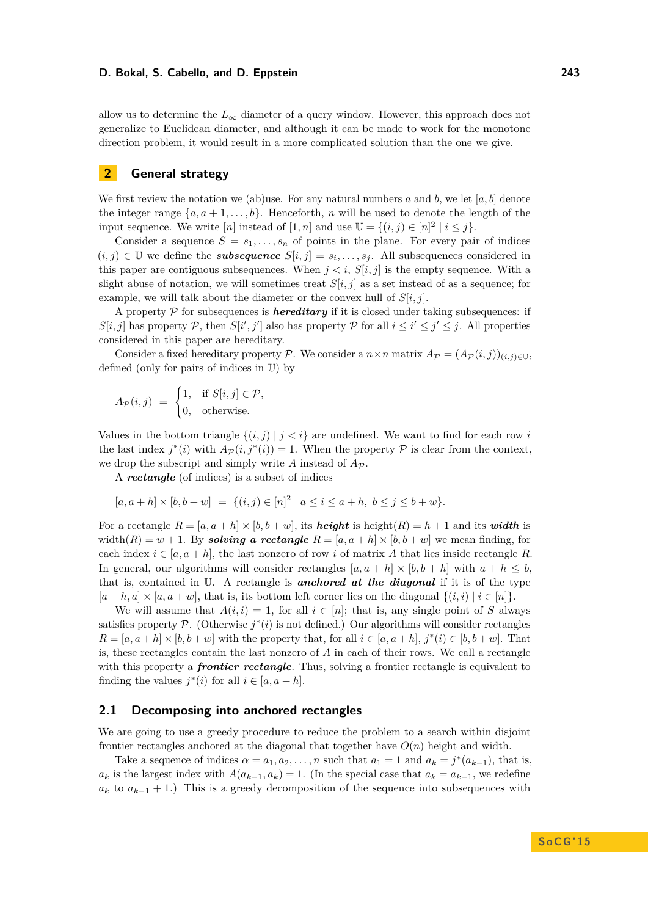allow us to determine the $L_\infty$ diameter of a query window. However, this approach does not generalize to Euclidean diameter, and although it can be made to work for the monotone direction problem, it would result in a more complicated solution than the one we give.

## 2 General strategy

We first review the notation we (ab)use. For any natural numbers $a$ and $b$, we let $[a,b]$ denote the integer range $\{a, a+1, \ldots, b\}$. Henceforth, $n$ will be used to denote the length of the input sequence. We write $[n]$ instead of $[1,n]$ and use $\mathbb{U} = \{(i,j) \in [n]^2 \mid i \le j\}$.

Consider a sequence $S = s_1, \ldots, s_n$ of points in the plane. For every pair of indices $(i,j) \in \mathbb{U}$ we define the ***subsequence*** $S[i,j] = s_i, \ldots, s_j$. All subsequences considered in this paper are contiguous subsequences. When $j < i$, $S[i,j]$ is the empty sequence. With a slight abuse of notation, we will sometimes treat $S[i,j]$ as a set instead of as a sequence; for example, we will talk about the diameter or the convex hull of $S[i,j]$.

A property $\mathcal{P}$ for subsequences is ***hereditary*** if it is closed under taking subsequences: if $S[i,j]$ has property $\mathcal{P}$, then $S[i',j']$ also has property $\mathcal{P}$ for all $i \le i' \le j' \le j$. All properties considered in this paper are hereditary.

Consider a fixed hereditary property $\mathcal{P}$. We consider a $n \times n$ matrix $A_\mathcal{P} = (A_\mathcal{P}(i,j))_{(i,j)\in\mathbb{U}}$, defined (only for pairs of indices in $\mathbb{U}$) by

$$A_\mathcal{P}(i,j) \;=\; \begin{cases} 1, & \text{if } S[i,j] \in \mathcal{P}, \\ 0, & \text{otherwise.} \end{cases}$$

Values in the bottom triangle $\{(i,j) \mid j < i\}$ are undefined. We want to find for each row $i$ the last index $j^*(i)$ with $A_\mathcal{P}(i, j^*(i)) = 1$. When the property $\mathcal{P}$ is clear from the context, we drop the subscript and simply write $A$ instead of $A_\mathcal{P}$.

A ***rectangle*** (of indices) is a subset of indices

$$[a, a+h] \times [b, b+w] \;=\; \{(i,j) \in [n]^2 \mid a \le i \le a+h,\; b \le j \le b+w\}.$$

For a rectangle $R = [a, a+h] \times [b, b+w]$, its ***height*** is $\text{height}(R) = h+1$ and its ***width*** is $\text{width}(R) = w+1$. By ***solving a rectangle*** $R = [a,a+h] \times [b,b+w]$ we mean finding, for each index $i \in [a, a+h]$, the last nonzero of row $i$ of matrix $A$ that lies inside rectangle $R$. In general, our algorithms will consider rectangles $[a,a+h] \times [b,b+h]$ with $a+h \le b$, that is, contained in $\mathbb{U}$. A rectangle is ***anchored at the diagonal*** if it is of the type $[a-h, a] \times [a, a+w]$, that is, its bottom left corner lies on the diagonal $\{(i,i) \mid i \in [n]\}$.

We will assume that $A(i,i) = 1$, for all $i \in [n]$; that is, any single point of $S$ always satisfies property $\mathcal{P}$. (Otherwise $j^*(i)$ is not defined.) Our algorithms will consider rectangles $R = [a,a+h] \times [b,b+w]$ with the property that, for all $i \in [a,a+h]$, $j^*(i) \in [b, b+w]$. That is, these rectangles contain the last nonzero of $A$ in each of their rows. We call a rectangle with this property a ***frontier rectangle***. Thus, solving a frontier rectangle is equivalent to finding the values $j^*(i)$ for all $i \in [a, a+h]$.

### 2.1 Decomposing into anchored rectangles

We are going to use a greedy procedure to reduce the problem to a search within disjoint frontier rectangles anchored at the diagonal that together have $O(n)$ height and width.

Take a sequence of indices $\alpha = a_1, a_2, \ldots, n$ such that $a_1 = 1$ and $a_k = j^*(a_{k-1})$, that is, $a_k$ is the largest index with $A(a_{k-1}, a_k) = 1$. (In the special case that $a_k = a_{k-1}$, we redefine $a_k$ to $a_{k-1} + 1$.) This is a greedy decomposition of the sequence into subsequences with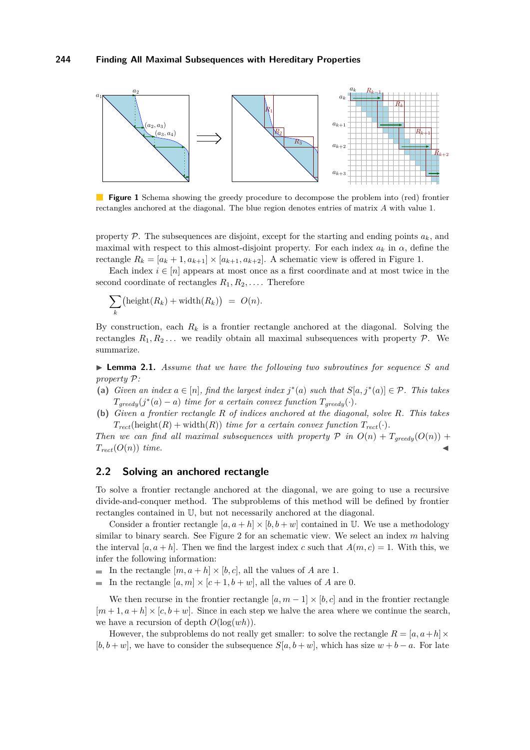**Figure 1** Schema showing the greedy procedure to decompose the problem into (red) frontier rectangles anchored at the diagonal. The blue region denotes entries of matrix $A$ with value 1.

property $\mathcal{P}$. The subsequences are disjoint, except for the starting and ending points $a_k$, and maximal with respect to this almost-disjoint property. For each index $a_k$ in $\alpha$, define the rectangle $R_k = [a_k + 1, a_{k+1}] \times [a_{k+1}, a_{k+2}]$. A schematic view is offered in Figure 1.

Each index $i \in [n]$ appears at most once as a first coordinate and at most twice in the second coordinate of rectangles $R_1, R_2, \ldots$. Therefore

$$\sum_k \big(\text{height}(R_k) + \text{width}(R_k)\big) \;=\; O(n).$$

By construction, each $R_k$ is a frontier rectangle anchored at the diagonal. Solving the rectangles $R_1, R_2 \ldots$ we readily obtain all maximal subsequences with property $\mathcal{P}$. We summarize.

▶ **Lemma 2.1.** *Assume that we have the following two subroutines for sequence $S$ and property $\mathcal{P}$:*

**(a)** *Given an index $a \in [n]$, find the largest index $j^*(a)$ such that $S[a, j^*(a)] \in \mathcal{P}$. This takes $T_{greedy}(j^*(a) - a)$ time for a certain convex function $T_{greedy}(\cdot)$.*

**(b)** *Given a frontier rectangle $R$ of indices anchored at the diagonal, solve $R$. This takes $T_{rect}(\text{height}(R) + \text{width}(R))$ time for a certain convex function $T_{rect}(\cdot)$.*

*Then we can find all maximal subsequences with property $\mathcal{P}$ in $O(n) + T_{greedy}(O(n)) + T_{rect}(O(n))$ time.* ◀

## 2.2 Solving an anchored rectangle

To solve a frontier rectangle anchored at the diagonal, we are going to use a recursive divide-and-conquer method. The subproblems of this method will be defined by frontier rectangles contained in $\mathbb{U}$, but not necessarily anchored at the diagonal.

Consider a frontier rectangle $[a, a+h] \times [b, b+w]$ contained in $\mathbb{U}$. We use a methodology similar to binary search. See Figure 2 for an schematic view. We select an index $m$ halving the interval $[a, a+h]$. Then we find the largest index $c$ such that $A(m, c) = 1$. With this, we infer the following information:

- In the rectangle $[m, a+h] \times [b, c]$, all the values of $A$ are 1.
- In the rectangle $[a, m] \times [c+1, b+w]$, all the values of $A$ are 0.

We then recurse in the frontier rectangle $[a, m-1] \times [b, c]$ and in the frontier rectangle $[m+1, a+h] \times [c, b+w]$. Since in each step we halve the area where we continue the search, we have a recursion of depth $O(\log(wh))$.

However, the subproblems do not really get smaller: to solve the rectangle $R = [a, a+h] \times [b, b+w]$, we have to consider the subsequence $S[a, b+w]$, which has size $w + b - a$. For late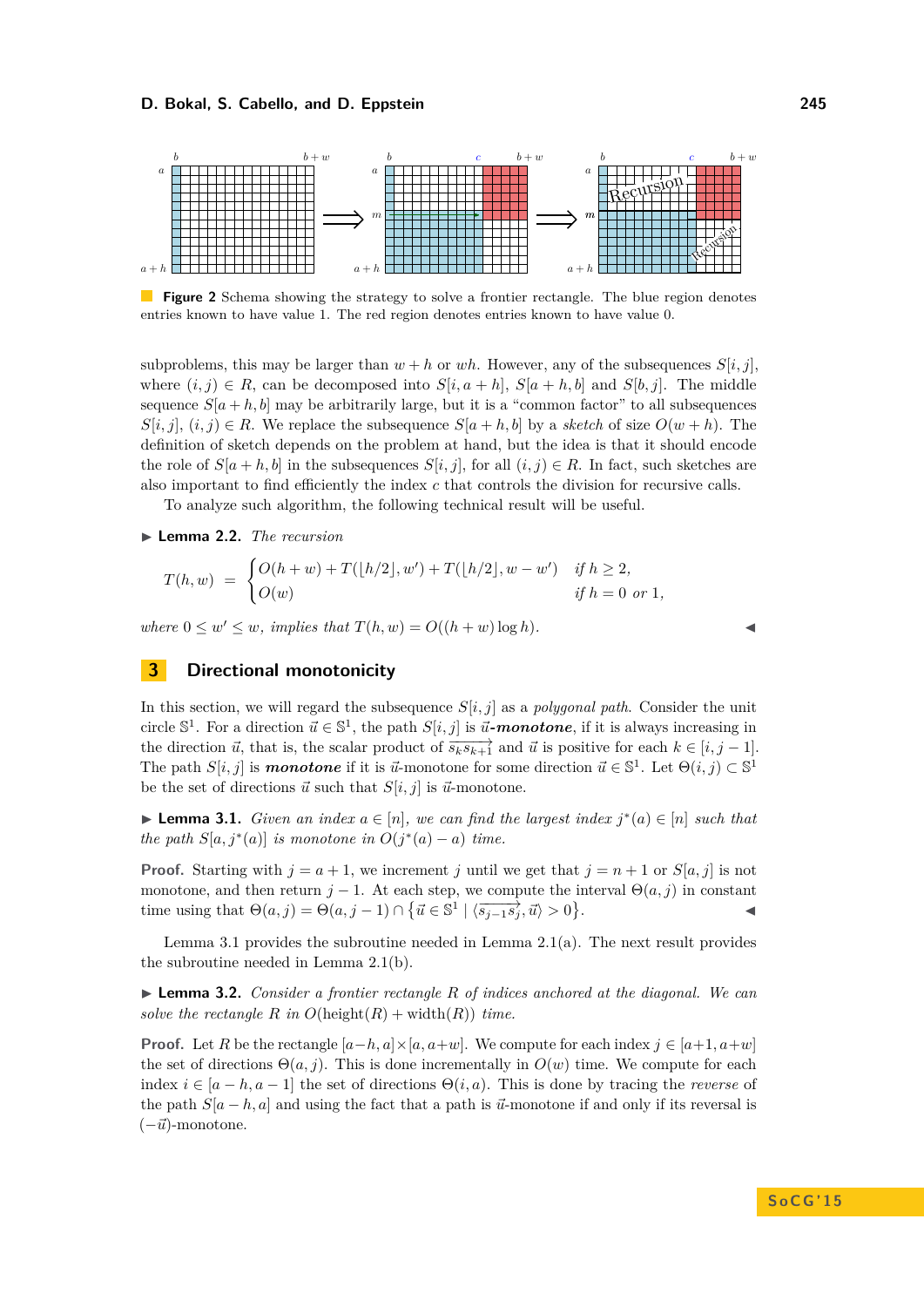**Figure 2** Schema showing the strategy to solve a frontier rectangle. The blue region denotes entries known to have value 1. The red region denotes entries known to have value 0.

subproblems, this may be larger than $w+h$ or $wh$. However, any of the subsequences $S[i,j]$, where $(i,j) \in R$, can be decomposed into $S[i,a+h]$, $S[a+h,b]$ and $S[b,j]$. The middle sequence $S[a+h,b]$ may be arbitrarily large, but it is a "common factor" to all subsequences $S[i,j]$, $(i,j) \in R$. We replace the subsequence $S[a+h,b]$ by a *sketch* of size $O(w+h)$. The definition of sketch depends on the problem at hand, but the idea is that it should encode the role of $S[a+h,b]$ in the subsequences $S[i,j]$, for all $(i,j) \in R$. In fact, such sketches are also important to find efficiently the index $c$ that controls the division for recursive calls.

To analyze such algorithm, the following technical result will be useful.

▶ **Lemma 2.2.** *The recursion*

$$T(h,w) \;=\; \begin{cases} O(h+w) + T(\lfloor h/2 \rfloor, w') + T(\lfloor h/2 \rfloor, w-w') & \text{if } h \geq 2, \\ O(w) & \text{if } h = 0 \text{ or } 1, \end{cases}$$

*where $0 \leq w' \leq w$, implies that $T(h,w) = O((h+w)\log h)$.* ◀

## 3 Directional monotonicity

In this section, we will regard the subsequence $S[i,j]$ as a *polygonal path*. Consider the unit circle $\mathbb{S}^1$. For a direction $\vec{u} \in \mathbb{S}^1$, the path $S[i,j]$ is ***$\vec{u}$-monotone***, if it is always increasing in the direction $\vec{u}$, that is, the scalar product of $\overrightarrow{s_k s_{k+1}}$ and $\vec{u}$ is positive for each $k \in [i,j-1]$. The path $S[i,j]$ is ***monotone*** if it is $\vec{u}$-monotone for some direction $\vec{u} \in \mathbb{S}^1$. Let $\Theta(i,j) \subset \mathbb{S}^1$ be the set of directions $\vec{u}$ such that $S[i,j]$ is $\vec{u}$-monotone.

▶ **Lemma 3.1.** *Given an index $a \in [n]$, we can find the largest index $j^*(a) \in [n]$ such that the path $S[a,j^*(a)]$ is monotone in $O(j^*(a)-a)$ time.*

**Proof.** Starting with $j = a+1$, we increment $j$ until we get that $j = n+1$ or $S[a,j]$ is not monotone, and then return $j-1$. At each step, we compute the interval $\Theta(a,j)$ in constant time using that $\Theta(a,j) = \Theta(a,j-1) \cap \{\vec{u} \in \mathbb{S}^1 \mid \langle \overrightarrow{s_{j-1}s_j}, \vec{u} \rangle > 0\}$. ◀

Lemma 3.1 provides the subroutine needed in Lemma 2.1(a). The next result provides the subroutine needed in Lemma 2.1(b).

▶ **Lemma 3.2.** *Consider a frontier rectangle $R$ of indices anchored at the diagonal. We can solve the rectangle $R$ in $O(\text{height}(R) + \text{width}(R))$ time.*

**Proof.** Let $R$ be the rectangle $[a-h,a] \times [a,a+w]$. We compute for each index $j \in [a+1,a+w]$ the set of directions $\Theta(a,j)$. This is done incrementally in $O(w)$ time. We compute for each index $i \in [a-h,a-1]$ the set of directions $\Theta(i,a)$. This is done by tracing the *reverse* of the path $S[a-h,a]$ and using the fact that a path is $\vec{u}$-monotone if and only if its reversal is $(-\vec{u})$-monotone.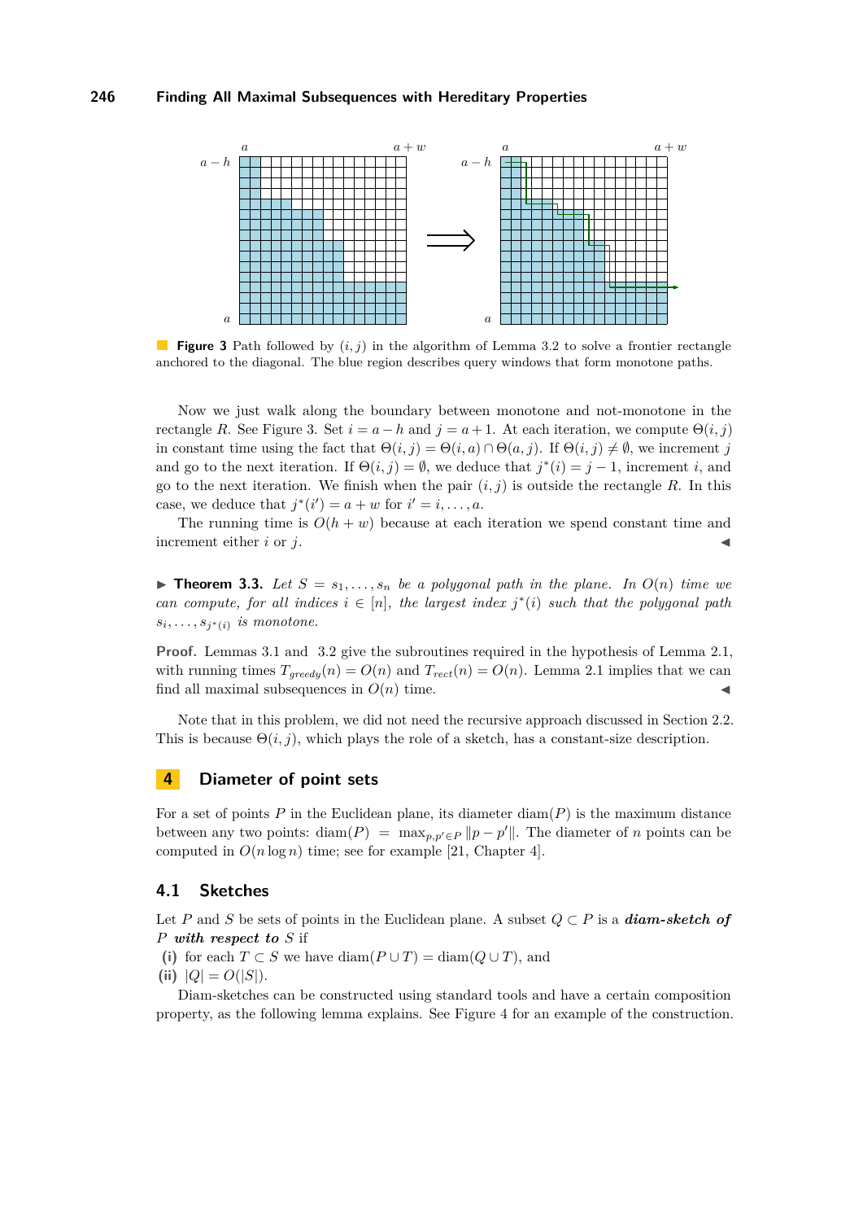**Figure 3** Path followed by $(i, j)$ in the algorithm of Lemma 3.2 to solve a frontier rectangle anchored to the diagonal. The blue region describes query windows that form monotone paths.

Now we just walk along the boundary between monotone and not-monotone in the rectangle $R$. See Figure 3. Set $i = a - h$ and $j = a + 1$. At each iteration, we compute $\Theta(i, j)$ in constant time using the fact that $\Theta(i, j) = \Theta(i, a) \cap \Theta(a, j)$. If $\Theta(i, j) \neq \emptyset$, we increment $j$ and go to the next iteration. If $\Theta(i, j) = \emptyset$, we deduce that $j^*(i) = j - 1$, increment $i$, and go to the next iteration. We finish when the pair $(i, j)$ is outside the rectangle $R$. In this case, we deduce that $j^*(i') = a + w$ for $i' = i, \ldots, a$.

The running time is $O(h + w)$ because at each iteration we spend constant time and increment either $i$ or $j$. ◀

▶ **Theorem 3.3.** *Let $S = s_1, \ldots, s_n$ be a polygonal path in the plane. In $O(n)$ time we can compute, for all indices $i \in [n]$, the largest index $j^*(i)$ such that the polygonal path $s_i, \ldots, s_{j^*(i)}$ is monotone.*

**Proof.** Lemmas 3.1 and 3.2 give the subroutines required in the hypothesis of Lemma 2.1, with running times $T_{greedy}(n) = O(n)$ and $T_{rect}(n) = O(n)$. Lemma 2.1 implies that we can find all maximal subsequences in $O(n)$ time. ◀

Note that in this problem, we did not need the recursive approach discussed in Section 2.2. This is because $\Theta(i, j)$, which plays the role of a sketch, has a constant-size description.

## 4 Diameter of point sets

For a set of points $P$ in the Euclidean plane, its diameter $\operatorname{diam}(P)$ is the maximum distance between any two points: $\operatorname{diam}(P) = \max_{p,p' \in P} \|p - p'\|$. The diameter of $n$ points can be computed in $O(n \log n)$ time; see for example [21, Chapter 4].

### 4.1 Sketches

Let $P$ and $S$ be sets of points in the Euclidean plane. A subset $Q \subset P$ is a ***diam-sketch of $P$ with respect to $S$*** if

**(i)** for each $T \subset S$ we have $\operatorname{diam}(P \cup T) = \operatorname{diam}(Q \cup T)$, and

**(ii)** $|Q| = O(|S|)$.

Diam-sketches can be constructed using standard tools and have a certain composition property, as the following lemma explains. See Figure 4 for an example of the construction.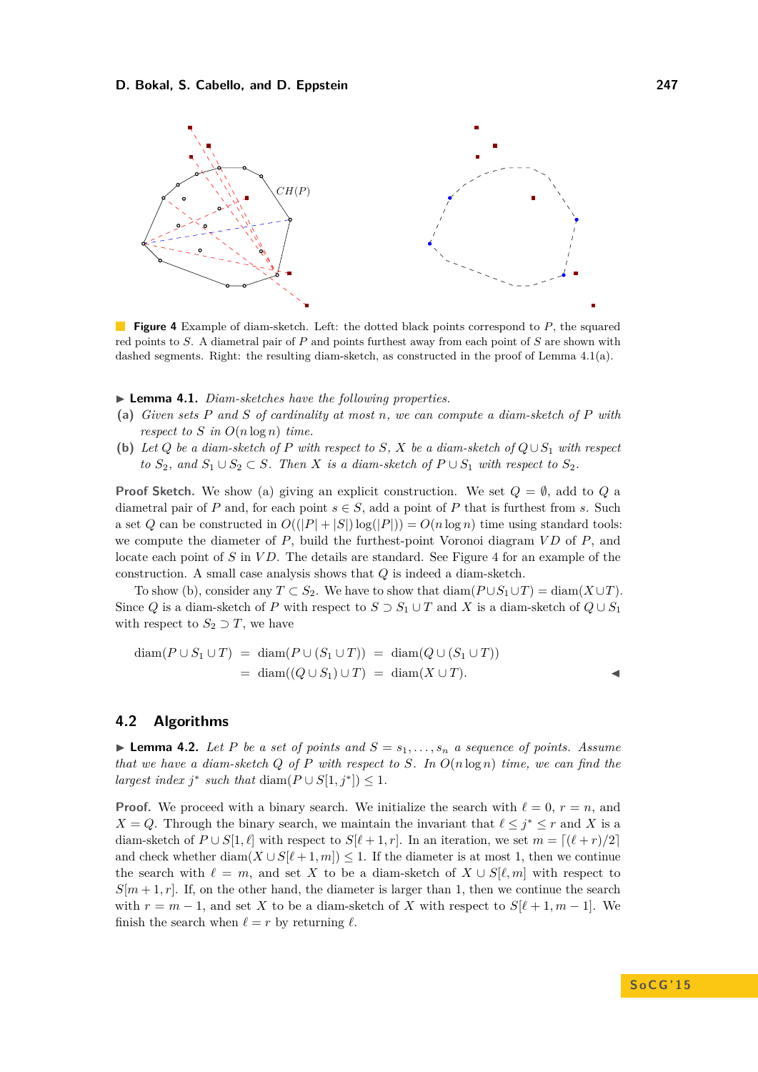**Figure 4** Example of diam-sketch. Left: the dotted black points correspond to $P$, the squared red points to $S$. A diametral pair of $P$ and points furthest away from each point of $S$ are shown with dashed segments. Right: the resulting diam-sketch, as constructed in the proof of Lemma 4.1(a).

▶ **Lemma 4.1.** *Diam-sketches have the following properties.*

**(a)** *Given sets $P$ and $S$ of cardinality at most $n$, we can compute a diam-sketch of $P$ with respect to $S$ in $O(n \log n)$ time.*

**(b)** *Let $Q$ be a diam-sketch of $P$ with respect to $S$, $X$ be a diam-sketch of $Q \cup S_1$ with respect to $S_2$, and $S_1 \cup S_2 \subset S$. Then $X$ is a diam-sketch of $P \cup S_1$ with respect to $S_2$.*

**Proof Sketch.** We show (a) giving an explicit construction. We set $Q = \emptyset$, add to $Q$ a diametral pair of $P$ and, for each point $s \in S$, add a point of $P$ that is furthest from $s$. Such a set $Q$ can be constructed in $O((|P| + |S|) \log(|P|)) = O(n \log n)$ time using standard tools: we compute the diameter of $P$, build the furthest-point Voronoi diagram $VD$ of $P$, and locate each point of $S$ in $VD$. The details are standard. See Figure 4 for an example of the construction. A small case analysis shows that $Q$ is indeed a diam-sketch.

To show (b), consider any $T \subset S_2$. We have to show that $\text{diam}(P \cup S_1 \cup T) = \text{diam}(X \cup T)$. Since $Q$ is a diam-sketch of $P$ with respect to $S \supset S_1 \cup T$ and $X$ is a diam-sketch of $Q \cup S_1$ with respect to $S_2 \supset T$, we have

$$\begin{aligned} \text{diam}(P \cup S_1 \cup T) &= \text{diam}(P \cup (S_1 \cup T)) = \text{diam}(Q \cup (S_1 \cup T)) \\ &= \text{diam}((Q \cup S_1) \cup T) = \text{diam}(X \cup T). \end{aligned}$$

◀

## 4.2 Algorithms

▶ **Lemma 4.2.** *Let $P$ be a set of points and $S = s_1, \ldots, s_n$ a sequence of points. Assume that we have a diam-sketch $Q$ of $P$ with respect to $S$. In $O(n \log n)$ time, we can find the largest index $j^*$ such that $\text{diam}(P \cup S[1, j^*]) \leq 1$.*

**Proof.** We proceed with a binary search. We initialize the search with $\ell = 0$, $r = n$, and $X = Q$. Through the binary search, we maintain the invariant that $\ell \leq j^* \leq r$ and $X$ is a diam-sketch of $P \cup S[1, \ell]$ with respect to $S[\ell + 1, r]$. In an iteration, we set $m = \lceil (\ell + r)/2 \rceil$ and check whether $\text{diam}(X \cup S[\ell + 1, m]) \leq 1$. If the diameter is at most 1, then we continue the search with $\ell = m$, and set $X$ to be a diam-sketch of $X \cup S[\ell, m]$ with respect to $S[m + 1, r]$. If, on the other hand, the diameter is larger than 1, then we continue the search with $r = m - 1$, and set $X$ to be a diam-sketch of $X$ with respect to $S[\ell + 1, m - 1]$. We finish the search when $\ell = r$ by returning $\ell$.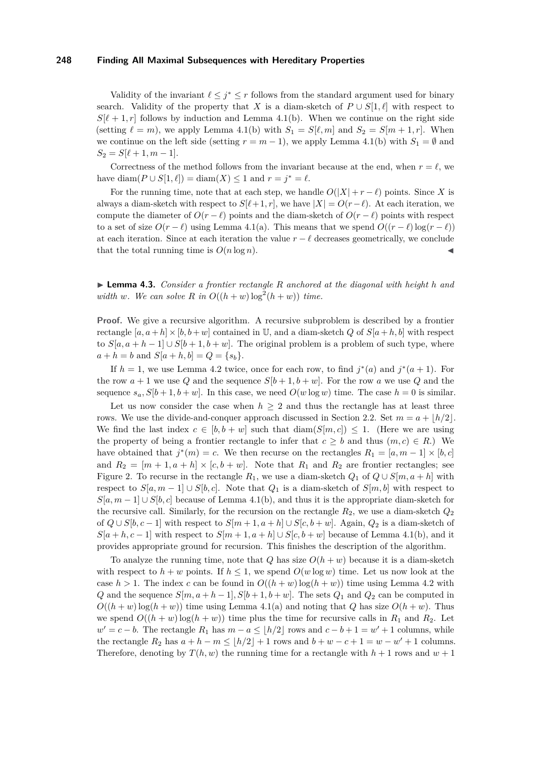Validity of the invariant $\ell \leq j^* \leq r$ follows from the standard argument used for binary search. Validity of the property that $X$ is a diam-sketch of $P \cup S[1,\ell]$ with respect to $S[\ell+1,r]$ follows by induction and Lemma 4.1(b). When we continue on the right side (setting $\ell = m$), we apply Lemma 4.1(b) with $S_1 = S[\ell, m]$ and $S_2 = S[m+1, r]$. When we continue on the left side (setting $r = m-1$), we apply Lemma 4.1(b) with $S_1 = \emptyset$ and $S_2 = S[\ell+1, m-1]$.

Correctness of the method follows from the invariant because at the end, when $r = \ell$, we have $\operatorname{diam}(P \cup S[1,\ell]) = \operatorname{diam}(X) \leq 1$ and $r = j^* = \ell$.

For the running time, note that at each step, we handle $O(|X| + r - \ell)$ points. Since $X$ is always a diam-sketch with respect to $S[\ell+1, r]$, we have $|X| = O(r-\ell)$. At each iteration, we compute the diameter of $O(r-\ell)$ points and the diam-sketch of $O(r-\ell)$ points with respect to a set of size $O(r-\ell)$ using Lemma 4.1(a). This means that we spend $O((r-\ell)\log(r-\ell))$ at each iteration. Since at each iteration the value $r - \ell$ decreases geometrically, we conclude that the total running time is $O(n \log n)$. ◀

▶ **Lemma 4.3.** *Consider a frontier rectangle $R$ anchored at the diagonal with height $h$ and width $w$. We can solve $R$ in $O((h+w)\log^2(h+w))$ time.*

**Proof.** We give a recursive algorithm. A recursive subproblem is described by a frontier rectangle $[a, a+h] \times [b, b+w]$ contained in $\mathbb{U}$, and a diam-sketch $Q$ of $S[a+h, b]$ with respect to $S[a, a+h-1] \cup S[b+1, b+w]$. The original problem is a problem of such type, where $a + h = b$ and $S[a+h, b] = Q = \{s_b\}$.

If $h = 1$, we use Lemma 4.2 twice, once for each row, to find $j^*(a)$ and $j^*(a+1)$. For the row $a+1$ we use $Q$ and the sequence $S[b+1, b+w]$. For the row $a$ we use $Q$ and the sequence $s_a, S[b+1, b+w]$. In this case, we need $O(w \log w)$ time. The case $h = 0$ is similar.

Let us now consider the case when $h \geq 2$ and thus the rectangle has at least three rows. We use the divide-and-conquer approach discussed in Section 2.2. Set $m = a + \lfloor h/2 \rfloor$. We find the last index $c \in [b, b+w]$ such that $\operatorname{diam}(S[m, c]) \leq 1$. (Here we are using the property of being a frontier rectangle to infer that $c \geq b$ and thus $(m, c) \in R$.) We have obtained that $j^*(m) = c$. We then recurse on the rectangles $R_1 = [a, m-1] \times [b, c]$ and $R_2 = [m+1, a+h] \times [c, b+w]$. Note that $R_1$ and $R_2$ are frontier rectangles; see Figure 2. To recurse in the rectangle $R_1$, we use a diam-sketch $Q_1$ of $Q \cup S[m, a+h]$ with respect to $S[a, m-1] \cup S[b, c]$. Note that $Q_1$ is a diam-sketch of $S[m, b]$ with respect to $S[a, m-1] \cup S[b, c]$ because of Lemma 4.1(b), and thus it is the appropriate diam-sketch for the recursive call. Similarly, for the recursion on the rectangle $R_2$, we use a diam-sketch $Q_2$ of $Q \cup S[b, c-1]$ with respect to $S[m+1, a+h] \cup S[c, b+w]$. Again, $Q_2$ is a diam-sketch of $S[a+h, c-1]$ with respect to $S[m+1, a+h] \cup S[c, b+w]$ because of Lemma 4.1(b), and it provides appropriate ground for recursion. This finishes the description of the algorithm.

To analyze the running time, note that $Q$ has size $O(h+w)$ because it is a diam-sketch with respect to $h + w$ points. If $h \leq 1$, we spend $O(w \log w)$ time. Let us now look at the case $h > 1$. The index $c$ can be found in $O((h+w)\log(h+w))$ time using Lemma 4.2 with $Q$ and the sequence $S[m, a+h-1], S[b+1, b+w]$. The sets $Q_1$ and $Q_2$ can be computed in $O((h+w)\log(h+w))$ time using Lemma 4.1(a) and noting that $Q$ has size $O(h+w)$. Thus we spend $O((h+w)\log(h+w))$ time plus the time for recursive calls in $R_1$ and $R_2$. Let $w' = c - b$. The rectangle $R_1$ has $m - a \leq \lfloor h/2 \rfloor$ rows and $c - b + 1 = w' + 1$ columns, while the rectangle $R_2$ has $a + h - m \leq \lfloor h/2 \rfloor + 1$ rows and $b + w - c + 1 = w - w' + 1$ columns. Therefore, denoting by $T(h, w)$ the running time for a rectangle with $h+1$ rows and $w+1$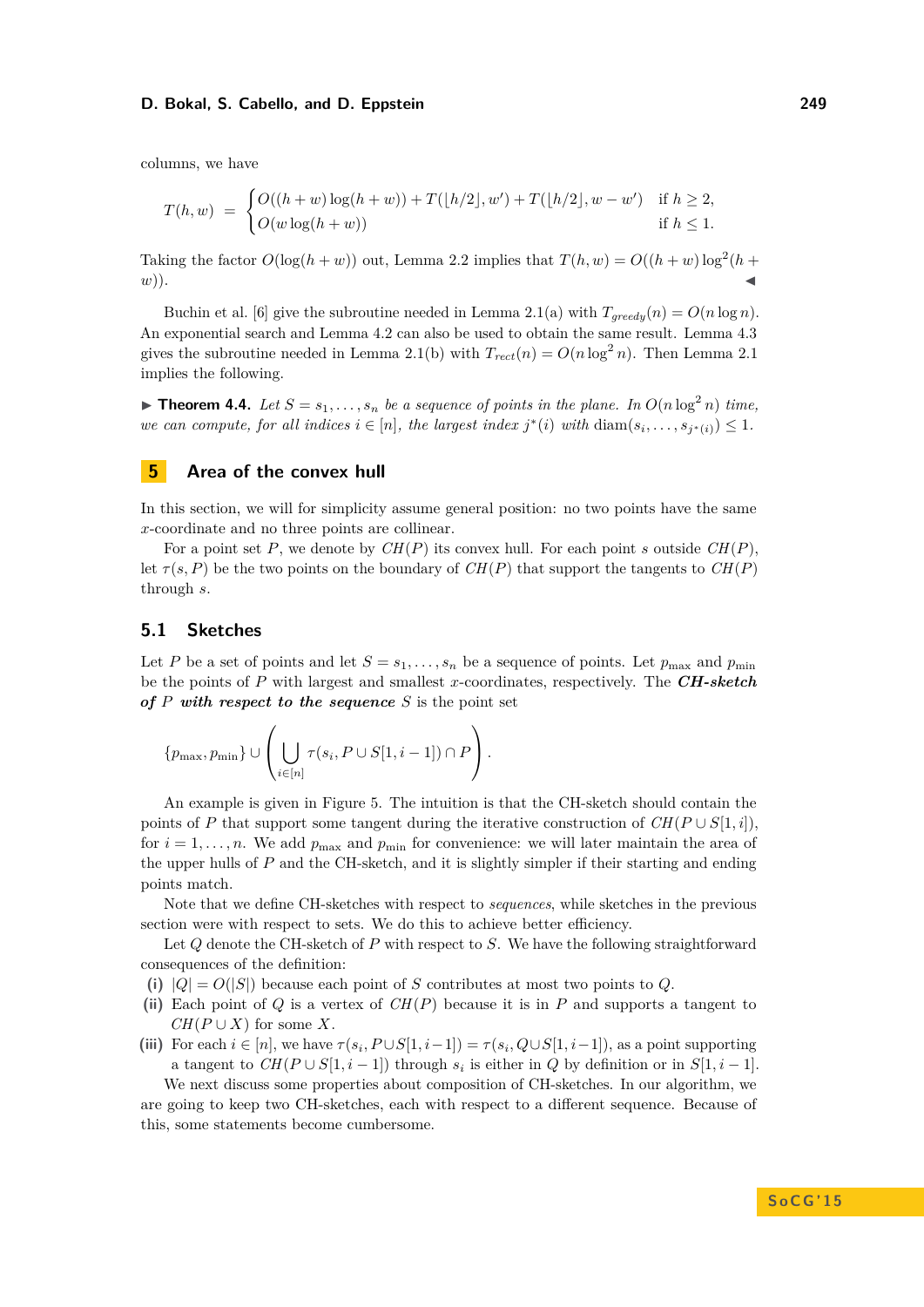columns, we have

$$T(h,w) = \begin{cases} O((h+w)\log(h+w)) + T(\lfloor h/2 \rfloor, w') + T(\lfloor h/2 \rfloor, w-w') & \text{if } h \geq 2, \\ O(w \log(h+w)) & \text{if } h \leq 1. \end{cases}$$

Taking the factor $O(\log(h+w))$ out, Lemma 2.2 implies that $T(h,w) = O((h+w)\log^2(h+w))$. ◀

Buchin et al. [6] give the subroutine needed in Lemma 2.1(a) with $T_{greedy}(n) = O(n \log n)$. An exponential search and Lemma 4.2 can also be used to obtain the same result. Lemma 4.3 gives the subroutine needed in Lemma 2.1(b) with $T_{rect}(n) = O(n \log^2 n)$. Then Lemma 2.1 implies the following.

▶ **Theorem 4.4.** *Let $S = s_1, \ldots, s_n$ be a sequence of points in the plane. In $O(n \log^2 n)$ time, we can compute, for all indices $i \in [n]$, the largest index $j^*(i)$ with $\operatorname{diam}(s_i, \ldots, s_{j^*(i)}) \leq 1$.*

## 5 Area of the convex hull

In this section, we will for simplicity assume general position: no two points have the same $x$-coordinate and no three points are collinear.

For a point set $P$, we denote by $CH(P)$ its convex hull. For each point $s$ outside $CH(P)$, let $\tau(s, P)$ be the two points on the boundary of $CH(P)$ that support the tangents to $CH(P)$ through $s$.

### 5.1 Sketches

Let $P$ be a set of points and let $S = s_1, \ldots, s_n$ be a sequence of points. Let $p_{\max}$ and $p_{\min}$ be the points of $P$ with largest and smallest $x$-coordinates, respectively. The ***CH-sketch of*** $P$ ***with respect to the sequence*** $S$ is the point set

$$\{p_{\max}, p_{\min}\} \cup \left( \bigcup_{i \in [n]} \tau(s_i, P \cup S[1, i-1]) \cap P \right).$$

An example is given in Figure 5. The intuition is that the CH-sketch should contain the points of $P$ that support some tangent during the iterative construction of $CH(P \cup S[1,i])$, for $i = 1, \ldots, n$. We add $p_{\max}$ and $p_{\min}$ for convenience: we will later maintain the area of the upper hulls of $P$ and the CH-sketch, and it is slightly simpler if their starting and ending points match.

Note that we define CH-sketches with respect to *sequences*, while sketches in the previous section were with respect to sets. We do this to achieve better efficiency.

Let $Q$ denote the CH-sketch of $P$ with respect to $S$. We have the following straightforward consequences of the definition:

**(i)** $|Q| = O(|S|)$ because each point of $S$ contributes at most two points to $Q$.

**(ii)** Each point of $Q$ is a vertex of $CH(P)$ because it is in $P$ and supports a tangent to $CH(P \cup X)$ for some $X$.

**(iii)** For each $i \in [n]$, we have $\tau(s_i, P \cup S[1, i-1]) = \tau(s_i, Q \cup S[1, i-1])$, as a point supporting a tangent to $CH(P \cup S[1, i-1])$ through $s_i$ is either in $Q$ by definition or in $S[1, i-1]$.

We next discuss some properties about composition of CH-sketches. In our algorithm, we are going to keep two CH-sketches, each with respect to a different sequence. Because of this, some statements become cumbersome.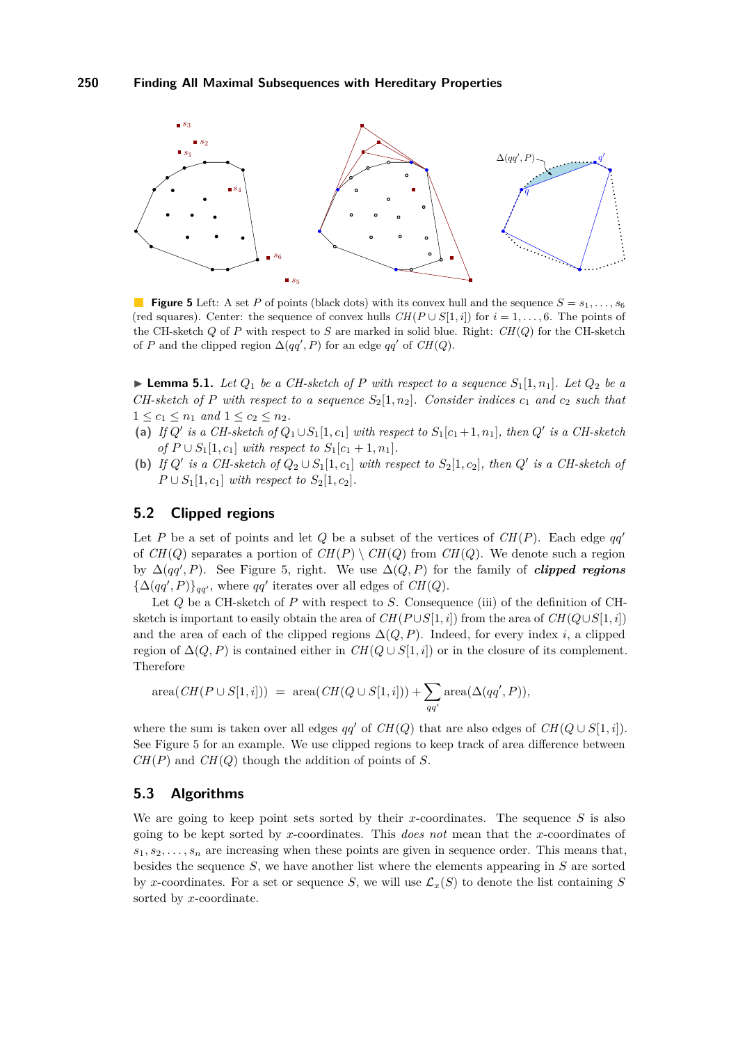**Figure 5** Left: A set $P$ of points (black dots) with its convex hull and the sequence $S = s_1, \dots, s_6$ (red squares). Center: the sequence of convex hulls $CH(P \cup S[1,i])$ for $i = 1, \dots, 6$. The points of the CH-sketch $Q$ of $P$ with respect to $S$ are marked in solid blue. Right: $CH(Q)$ for the CH-sketch of $P$ and the clipped region $\Delta(qq', P)$ for an edge $qq'$ of $CH(Q)$.

▶ **Lemma 5.1.** *Let $Q_1$ be a CH-sketch of $P$ with respect to a sequence $S_1[1,n_1]$. Let $Q_2$ be a CH-sketch of $P$ with respect to a sequence $S_2[1,n_2]$. Consider indices $c_1$ and $c_2$ such that $1 \le c_1 \le n_1$ and $1 \le c_2 \le n_2$.*

**(a)** *If $Q'$ is a CH-sketch of $Q_1 \cup S_1[1,c_1]$ with respect to $S_1[c_1+1, n_1]$, then $Q'$ is a CH-sketch of $P \cup S_1[1,c_1]$ with respect to $S_1[c_1+1, n_1]$.*

**(b)** *If $Q'$ is a CH-sketch of $Q_2 \cup S_1[1,c_1]$ with respect to $S_2[1,c_2]$, then $Q'$ is a CH-sketch of $P \cup S_1[1,c_1]$ with respect to $S_2[1,c_2]$.*

## 5.2 Clipped regions

Let $P$ be a set of points and let $Q$ be a subset of the vertices of $CH(P)$. Each edge $qq'$ of $CH(Q)$ separates a portion of $CH(P) \setminus CH(Q)$ from $CH(Q)$. We denote such a region by $\Delta(qq', P)$. See Figure 5, right. We use $\Delta(Q, P)$ for the family of ***clipped regions*** $\{\Delta(qq', P)\}_{qq'}$, where $qq'$ iterates over all edges of $CH(Q)$.

Let $Q$ be a CH-sketch of $P$ with respect to $S$. Consequence (iii) of the definition of CH-sketch is important to easily obtain the area of $CH(P \cup S[1,i])$ from the area of $CH(Q \cup S[1,i])$ and the area of each of the clipped regions $\Delta(Q, P)$. Indeed, for every index $i$, a clipped region of $\Delta(Q, P)$ is contained either in $CH(Q \cup S[1,i])$ or in the closure of its complement. Therefore

$$\text{area}(CH(P \cup S[1,i])) \;=\; \text{area}(CH(Q \cup S[1,i])) + \sum_{qq'} \text{area}(\Delta(qq', P)),$$

where the sum is taken over all edges $qq'$ of $CH(Q)$ that are also edges of $CH(Q \cup S[1,i])$. See Figure 5 for an example. We use clipped regions to keep track of area difference between $CH(P)$ and $CH(Q)$ though the addition of points of $S$.

## 5.3 Algorithms

We are going to keep point sets sorted by their $x$-coordinates. The sequence $S$ is also going to be kept sorted by $x$-coordinates. This *does not* mean that the $x$-coordinates of $s_1, s_2, \dots, s_n$ are increasing when these points are given in sequence order. This means that, besides the sequence $S$, we have another list where the elements appearing in $S$ are sorted by $x$-coordinates. For a set or sequence $S$, we will use $\mathcal{L}_x(S)$ to denote the list containing $S$ sorted by $x$-coordinate.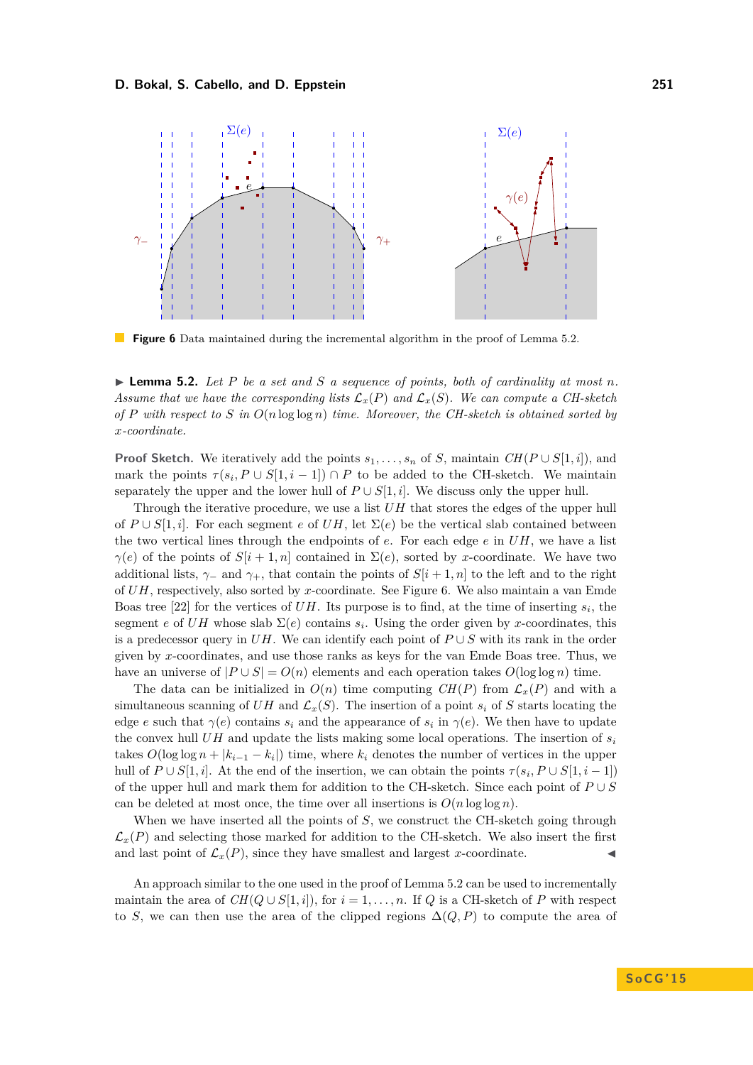**Figure 6** Data maintained during the incremental algorithm in the proof of Lemma 5.2.

▶ **Lemma 5.2.** *Let $P$ be a set and $S$ a sequence of points, both of cardinality at most $n$. Assume that we have the corresponding lists $\mathcal{L}_x(P)$ and $\mathcal{L}_x(S)$. We can compute a CH-sketch of $P$ with respect to $S$ in $O(n \log\log n)$ time. Moreover, the CH-sketch is obtained sorted by $x$-coordinate.*

**Proof Sketch.** We iteratively add the points $s_1, \dots, s_n$ of $S$, maintain $CH(P \cup S[1,i])$, and mark the points $\tau(s_i, P \cup S[1, i-1]) \cap P$ to be added to the CH-sketch. We maintain separately the upper and the lower hull of $P \cup S[1,i]$. We discuss only the upper hull.

Through the iterative procedure, we use a list $UH$ that stores the edges of the upper hull of $P \cup S[1,i]$. For each segment $e$ of $UH$, let $\Sigma(e)$ be the vertical slab contained between the two vertical lines through the endpoints of $e$. For each edge $e$ in $UH$, we have a list $\gamma(e)$ of the points of $S[i+1,n]$ contained in $\Sigma(e)$, sorted by $x$-coordinate. We have two additional lists, $\gamma_-$ and $\gamma_+$, that contain the points of $S[i+1,n]$ to the left and to the right of $UH$, respectively, also sorted by $x$-coordinate. See Figure 6. We also maintain a van Emde Boas tree [22] for the vertices of $UH$. Its purpose is to find, at the time of inserting $s_i$, the segment $e$ of $UH$ whose slab $\Sigma(e)$ contains $s_i$. Using the order given by $x$-coordinates, this is a predecessor query in $UH$. We can identify each point of $P \cup S$ with its rank in the order given by $x$-coordinates, and use those ranks as keys for the van Emde Boas tree. Thus, we have an universe of $|P \cup S| = O(n)$ elements and each operation takes $O(\log\log n)$ time.

The data can be initialized in $O(n)$ time computing $CH(P)$ from $\mathcal{L}_x(P)$ and with a simultaneous scanning of $UH$ and $\mathcal{L}_x(S)$. The insertion of a point $s_i$ of $S$ starts locating the edge $e$ such that $\gamma(e)$ contains $s_i$ and the appearance of $s_i$ in $\gamma(e)$. We then have to update the convex hull $UH$ and update the lists making some local operations. The insertion of $s_i$ takes $O(\log\log n + |k_{i-1} - k_i|)$ time, where $k_i$ denotes the number of vertices in the upper hull of $P \cup S[1,i]$. At the end of the insertion, we can obtain the points $\tau(s_i, P \cup S[1,i-1])$ of the upper hull and mark them for addition to the CH-sketch. Since each point of $P \cup S$ can be deleted at most once, the time over all insertions is $O(n \log\log n)$.

When we have inserted all the points of $S$, we construct the CH-sketch going through $\mathcal{L}_x(P)$ and selecting those marked for addition to the CH-sketch. We also insert the first and last point of $\mathcal{L}_x(P)$, since they have smallest and largest $x$-coordinate. ◀

An approach similar to the one used in the proof of Lemma 5.2 can be used to incrementally maintain the area of $CH(Q \cup S[1,i])$, for $i = 1, \dots, n$. If $Q$ is a CH-sketch of $P$ with respect to $S$, we can then use the area of the clipped regions $\Delta(Q,P)$ to compute the area of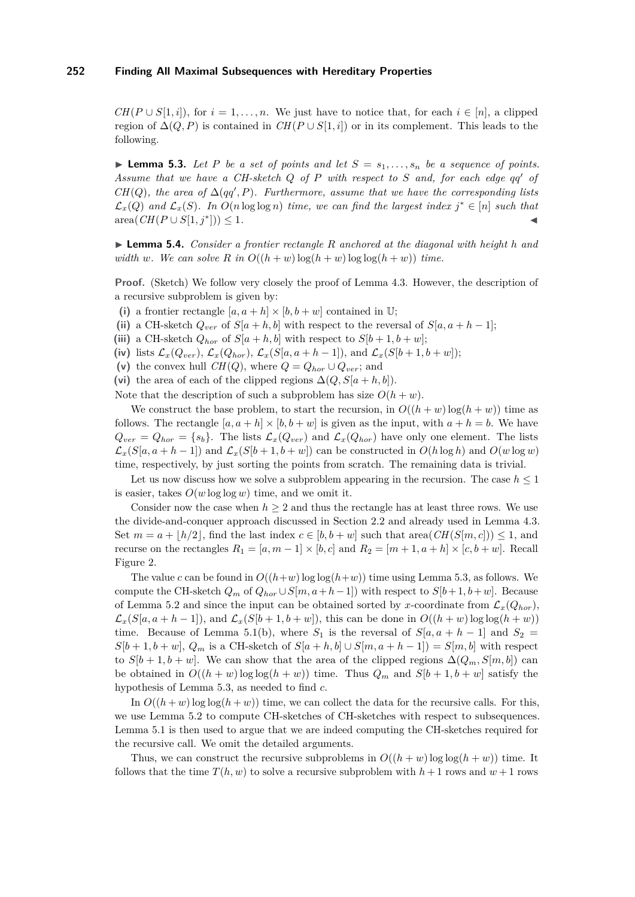$CH(P \cup S[1,i])$, for $i = 1, \dots, n$. We just have to notice that, for each $i \in [n]$, a clipped region of $\Delta(Q,P)$ is contained in $CH(P \cup S[1,i])$ or in its complement. This leads to the following.

▶ **Lemma 5.3.** *Let $P$ be a set of points and let $S = s_1, \dots, s_n$ be a sequence of points. Assume that we have a CH-sketch $Q$ of $P$ with respect to $S$ and, for each edge $qq'$ of $CH(Q)$, the area of $\Delta(qq', P)$. Furthermore, assume that we have the corresponding lists $\mathcal{L}_x(Q)$ and $\mathcal{L}_x(S)$. In $O(n \log\log n)$ time, we can find the largest index $j^* \in [n]$ such that $\operatorname{area}(CH(P \cup S[1,j^*])) \leq 1$.* ◀

▶ **Lemma 5.4.** *Consider a frontier rectangle $R$ anchored at the diagonal with height $h$ and width $w$. We can solve $R$ in $O((h+w)\log(h+w)\log\log(h+w))$ time.*

**Proof.** (Sketch) We follow very closely the proof of Lemma 4.3. However, the description of a recursive subproblem is given by:

**(i)** a frontier rectangle $[a, a+h] \times [b, b+w]$ contained in $\mathbb{U}$;
**(ii)** a CH-sketch $Q_{ver}$ of $S[a+h, b]$ with respect to the reversal of $S[a, a+h-1]$;
**(iii)** a CH-sketch $Q_{hor}$ of $S[a+h, b]$ with respect to $S[b+1, b+w]$;
**(iv)** lists $\mathcal{L}_x(Q_{ver})$, $\mathcal{L}_x(Q_{hor})$, $\mathcal{L}_x(S[a, a+h-1])$, and $\mathcal{L}_x(S[b+1, b+w])$;
**(v)** the convex hull $CH(Q)$, where $Q = Q_{hor} \cup Q_{ver}$; and
**(vi)** the area of each of the clipped regions $\Delta(Q, S[a+h, b])$.

Note that the description of such a subproblem has size $O(h+w)$.

We construct the base problem, to start the recursion, in $O((h+w)\log(h+w))$ time as follows. The rectangle $[a, a+h] \times [b, b+w]$ is given as the input, with $a+h = b$. We have $Q_{ver} = Q_{hor} = \{s_b\}$. The lists $\mathcal{L}_x(Q_{ver})$ and $\mathcal{L}_x(Q_{hor})$ have only one element. The lists $\mathcal{L}_x(S[a, a+h-1])$ and $\mathcal{L}_x(S[b+1, b+w])$ can be constructed in $O(h \log h)$ and $O(w \log w)$ time, respectively, by just sorting the points from scratch. The remaining data is trivial.

Let us now discuss how we solve a subproblem appearing in the recursion. The case $h \leq 1$ is easier, takes $O(w \log\log w)$ time, and we omit it.

Consider now the case when $h \geq 2$ and thus the rectangle has at least three rows. We use the divide-and-conquer approach discussed in Section 2.2 and already used in Lemma 4.3. Set $m = a + \lfloor h/2 \rfloor$, find the last index $c \in [b, b+w]$ such that $\operatorname{area}(CH(S[m,c])) \leq 1$, and recurse on the rectangles $R_1 = [a, m-1] \times [b, c]$ and $R_2 = [m+1, a+h] \times [c, b+w]$. Recall Figure 2.

The value $c$ can be found in $O((h+w)\log\log(h+w))$ time using Lemma 5.3, as follows. We compute the CH-sketch $Q_m$ of $Q_{hor} \cup S[m, a+h-1])$ with respect to $S[b+1, b+w]$. Because of Lemma 5.2 and since the input can be obtained sorted by $x$-coordinate from $\mathcal{L}_x(Q_{hor})$, $\mathcal{L}_x(S[a, a+h-1])$, and $\mathcal{L}_x(S[b+1, b+w])$, this can be done in $O((h+w)\log\log(h+w))$ time. Because of Lemma 5.1(b), where $S_1$ is the reversal of $S[a, a+h-1]$ and $S_2 = S[b+1, b+w]$, $Q_m$ is a CH-sketch of $S[a+h, b] \cup S[m, a+h-1]) = S[m, b]$ with respect to $S[b+1, b+w]$. We can show that the area of the clipped regions $\Delta(Q_m, S[m,b])$ can be obtained in $O((h+w)\log\log(h+w))$ time. Thus $Q_m$ and $S[b+1, b+w]$ satisfy the hypothesis of Lemma 5.3, as needed to find $c$.

In $O((h+w)\log\log(h+w))$ time, we can collect the data for the recursive calls. For this, we use Lemma 5.2 to compute CH-sketches of CH-sketches with respect to subsequences. Lemma 5.1 is then used to argue that we are indeed computing the CH-sketches required for the recursive call. We omit the detailed arguments.

Thus, we can construct the recursive subproblems in $O((h+w)\log\log(h+w))$ time. It follows that the time $T(h,w)$ to solve a recursive subproblem with $h+1$ rows and $w+1$ rows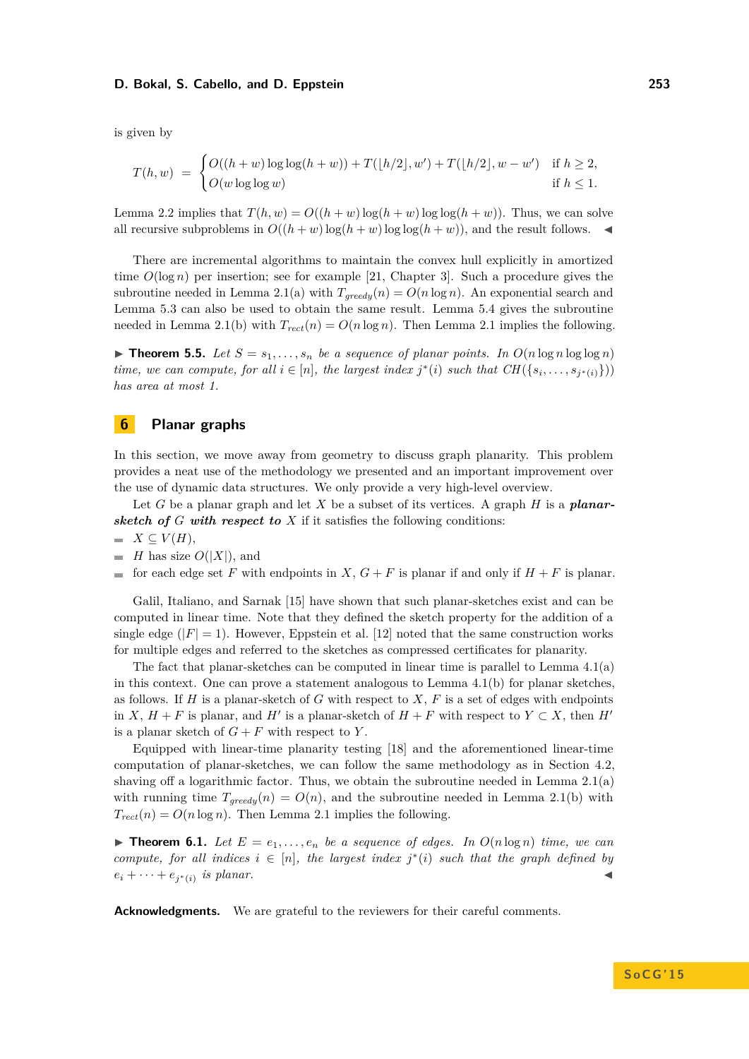is given by

$$T(h,w) = \begin{cases} O((h+w)\log\log(h+w)) + T(\lfloor h/2\rfloor, w') + T(\lfloor h/2\rfloor, w-w') & \text{if } h \geq 2,\\ O(w\log\log w) & \text{if } h \leq 1. \end{cases}$$

Lemma 2.2 implies that $T(h,w) = O((h+w)\log(h+w)\log\log(h+w))$. Thus, we can solve all recursive subproblems in $O((h+w)\log(h+w)\log\log(h+w))$, and the result follows. ◀

There are incremental algorithms to maintain the convex hull explicitly in amortized time $O(\log n)$ per insertion; see for example [21, Chapter 3]. Such a procedure gives the subroutine needed in Lemma 2.1(a) with $T_{greedy}(n) = O(n\log n)$. An exponential search and Lemma 5.3 can also be used to obtain the same result. Lemma 5.4 gives the subroutine needed in Lemma 2.1(b) with $T_{rect}(n) = O(n\log n)$. Then Lemma 2.1 implies the following.

▶ **Theorem 5.5.** *Let $S = s_1,\dots,s_n$ be a sequence of planar points. In $O(n\log n\log\log n)$ time, we can compute, for all $i\in[n]$, the largest index $j^*(i)$ such that $CH(\{s_i,\dots,s_{j^*(i)}\}))$ has area at most 1.*

## 6 Planar graphs

In this section, we move away from geometry to discuss graph planarity. This problem provides a neat use of the methodology we presented and an important improvement over the use of dynamic data structures. We only provide a very high-level overview.

Let $G$ be a planar graph and let $X$ be a subset of its vertices. A graph $H$ is a ***planar-sketch of $G$ with respect to $X$*** if it satisfies the following conditions:

- $X \subseteq V(H)$,
- $H$ has size $O(|X|)$, and
- for each edge set $F$ with endpoints in $X$, $G+F$ is planar if and only if $H+F$ is planar.

Galil, Italiano, and Sarnak [15] have shown that such planar-sketches exist and can be computed in linear time. Note that they defined the sketch property for the addition of a single edge ($|F|=1$). However, Eppstein et al. [12] noted that the same construction works for multiple edges and referred to the sketches as compressed certificates for planarity.

The fact that planar-sketches can be computed in linear time is parallel to Lemma 4.1(a) in this context. One can prove a statement analogous to Lemma 4.1(b) for planar sketches, as follows. If $H$ is a planar-sketch of $G$ with respect to $X$, $F$ is a set of edges with endpoints in $X$, $H+F$ is planar, and $H'$ is a planar-sketch of $H+F$ with respect to $Y\subset X$, then $H'$ is a planar sketch of $G+F$ with respect to $Y$.

Equipped with linear-time planarity testing [18] and the aforementioned linear-time computation of planar-sketches, we can follow the same methodology as in Section 4.2, shaving off a logarithmic factor. Thus, we obtain the subroutine needed in Lemma 2.1(a) with running time $T_{greedy}(n) = O(n)$, and the subroutine needed in Lemma 2.1(b) with $T_{rect}(n) = O(n\log n)$. Then Lemma 2.1 implies the following.

▶ **Theorem 6.1.** *Let $E = e_1,\dots,e_n$ be a sequence of edges. In $O(n\log n)$ time, we can compute, for all indices $i\in[n]$, the largest index $j^*(i)$ such that the graph defined by $e_i+\dots+e_{j^*(i)}$ is planar.* ◀

**Acknowledgments.** We are grateful to the reviewers for their careful comments.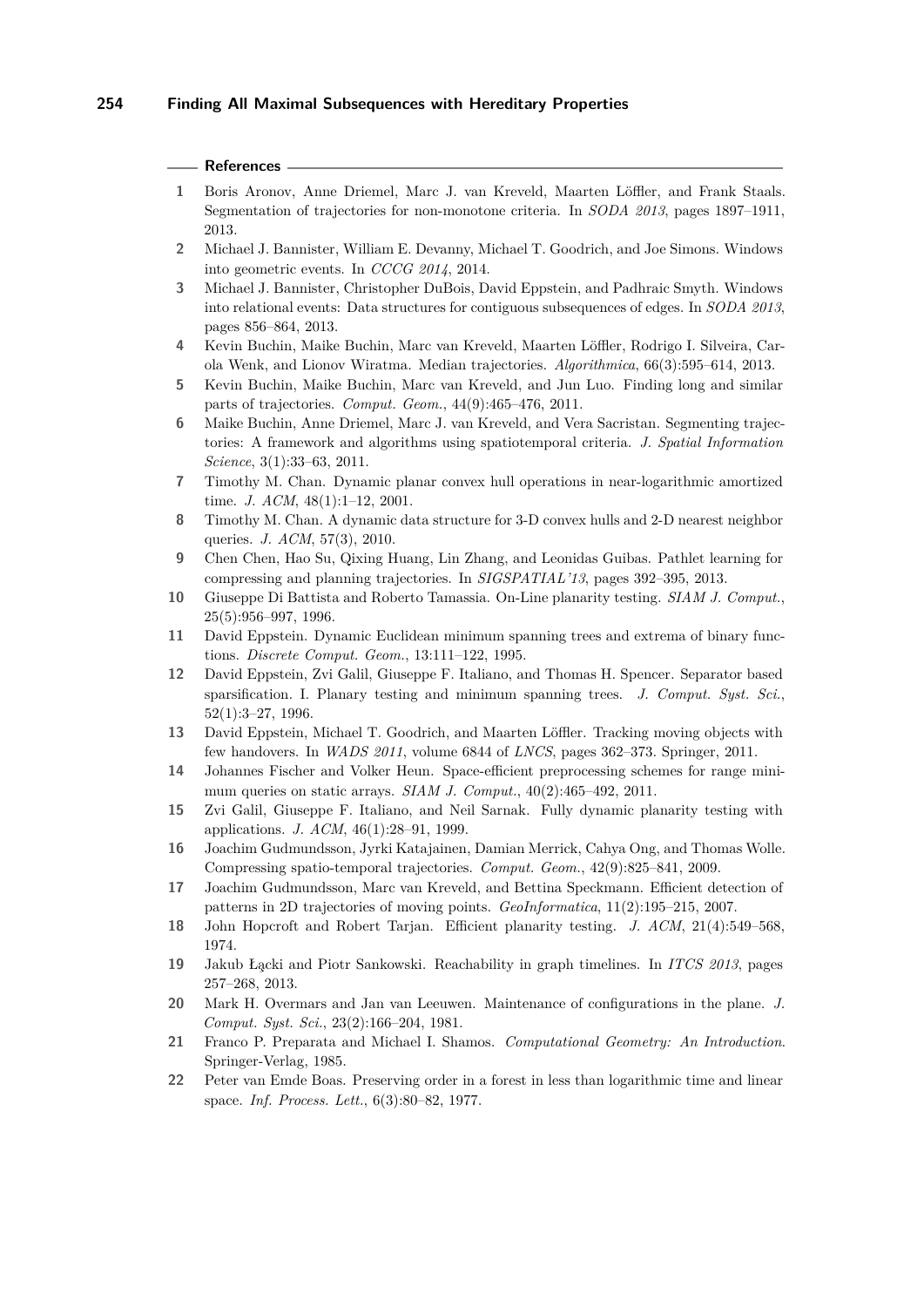## References

1. Boris Aronov, Anne Driemel, Marc J. van Kreveld, Maarten Löffler, and Frank Staals. Segmentation of trajectories for non-monotone criteria. In *SODA 2013*, pages 1897–1911, 2013.
2. Michael J. Bannister, William E. Devanny, Michael T. Goodrich, and Joe Simons. Windows into geometric events. In *CCCG 2014*, 2014.
3. Michael J. Bannister, Christopher DuBois, David Eppstein, and Padhraic Smyth. Windows into relational events: Data structures for contiguous subsequences of edges. In *SODA 2013*, pages 856–864, 2013.
4. Kevin Buchin, Maike Buchin, Marc van Kreveld, Maarten Löffler, Rodrigo I. Silveira, Carola Wenk, and Lionov Wiratma. Median trajectories. *Algorithmica*, 66(3):595–614, 2013.
5. Kevin Buchin, Maike Buchin, Marc van Kreveld, and Jun Luo. Finding long and similar parts of trajectories. *Comput. Geom.*, 44(9):465–476, 2011.
6. Maike Buchin, Anne Driemel, Marc J. van Kreveld, and Vera Sacristan. Segmenting trajectories: A framework and algorithms using spatiotemporal criteria. *J. Spatial Information Science*, 3(1):33–63, 2011.
7. Timothy M. Chan. Dynamic planar convex hull operations in near-logarithmic amortized time. *J. ACM*, 48(1):1–12, 2001.
8. Timothy M. Chan. A dynamic data structure for 3-D convex hulls and 2-D nearest neighbor queries. *J. ACM*, 57(3), 2010.
9. Chen Chen, Hao Su, Qixing Huang, Lin Zhang, and Leonidas Guibas. Pathlet learning for compressing and planning trajectories. In *SIGSPATIAL'13*, pages 392–395, 2013.
10. Giuseppe Di Battista and Roberto Tamassia. On-Line planarity testing. *SIAM J. Comput.*, 25(5):956–997, 1996.
11. David Eppstein. Dynamic Euclidean minimum spanning trees and extrema of binary functions. *Discrete Comput. Geom.*, 13:111–122, 1995.
12. David Eppstein, Zvi Galil, Giuseppe F. Italiano, and Thomas H. Spencer. Separator based sparsification. I. Planary testing and minimum spanning trees. *J. Comput. Syst. Sci.*, 52(1):3–27, 1996.
13. David Eppstein, Michael T. Goodrich, and Maarten Löffler. Tracking moving objects with few handovers. In *WADS 2011*, volume 6844 of *LNCS*, pages 362–373. Springer, 2011.
14. Johannes Fischer and Volker Heun. Space-efficient preprocessing schemes for range minimum queries on static arrays. *SIAM J. Comput.*, 40(2):465–492, 2011.
15. Zvi Galil, Giuseppe F. Italiano, and Neil Sarnak. Fully dynamic planarity testing with applications. *J. ACM*, 46(1):28–91, 1999.
16. Joachim Gudmundsson, Jyrki Katajainen, Damian Merrick, Cahya Ong, and Thomas Wolle. Compressing spatio-temporal trajectories. *Comput. Geom.*, 42(9):825–841, 2009.
17. Joachim Gudmundsson, Marc van Kreveld, and Bettina Speckmann. Efficient detection of patterns in 2D trajectories of moving points. *GeoInformatica*, 11(2):195–215, 2007.
18. John Hopcroft and Robert Tarjan. Efficient planarity testing. *J. ACM*, 21(4):549–568, 1974.
19. Jakub Łącki and Piotr Sankowski. Reachability in graph timelines. In *ITCS 2013*, pages 257–268, 2013.
20. Mark H. Overmars and Jan van Leeuwen. Maintenance of configurations in the plane. *J. Comput. Syst. Sci.*, 23(2):166–204, 1981.
21. Franco P. Preparata and Michael I. Shamos. *Computational Geometry: An Introduction*. Springer-Verlag, 1985.
22. Peter van Emde Boas. Preserving order in a forest in less than logarithmic time and linear space. *Inf. Process. Lett.*, 6(3):80–82, 1977.